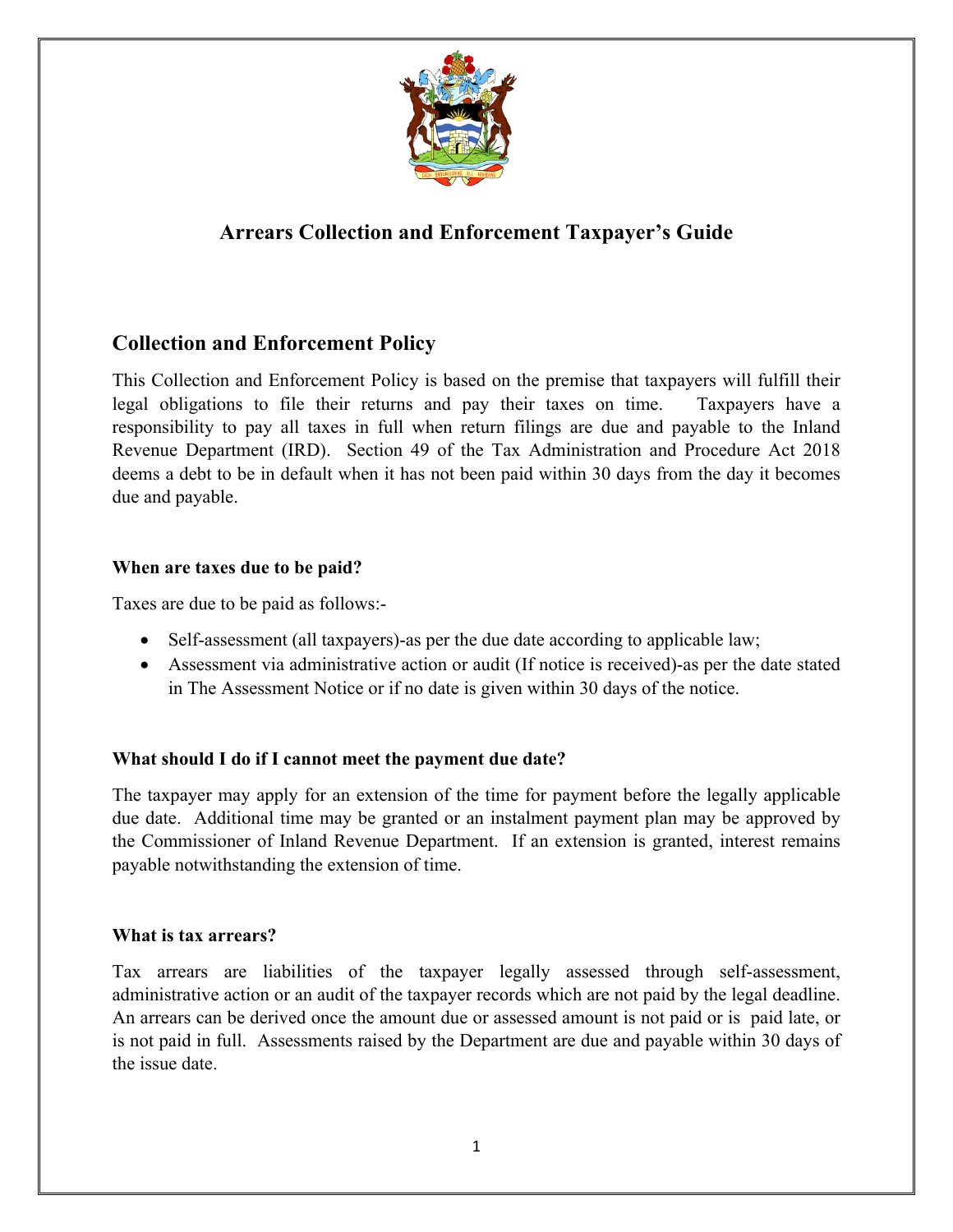# Arrears Collection and Enforcement Taxpayer's Guide

## Collection and Enforcement Policy

This Collection and Enforcement Policy is based on the premise that taxpayers will fulfill their legal obligations to file their returns and pay their taxes on time. Taxpayers have a responsibility to pay all taxes in full when return filings are due and payable to the Inland Revenue Department (IRD). Section 49 of the Tax Administration and Procedure Act 2018 deems a debt to be in default when it has not been paid within 30 days from the day it becomes due and payable.

### When are taxes due to be paid?

Taxes are due to be paid as follows:-

- Self-assessment (all taxpayers)-as per the due date according to applicable law;
- Assessment via administrative action or audit (If notice is received)-as per the date stated in The Assessment Notice or if no date is given within 30 days of the notice.

### What should I do if I cannot meet the payment due date?

The taxpayer may apply for an extension of the time for payment before the legally applicable due date. Additional time may be granted or an instalment payment plan may be approved by the Commissioner of Inland Revenue Department. If an extension is granted, interest remains payable notwithstanding the extension of time.

### What is tax arrears?

Tax arrears are liabilities of the taxpayer legally assessed through self-assessment, administrative action or an audit of the taxpayer records which are not paid by the legal deadline. An arrears can be derived once the amount due or assessed amount is not paid or is paid late, or is not paid in full. Assessments raised by the Department are due and payable within 30 days of the issue date.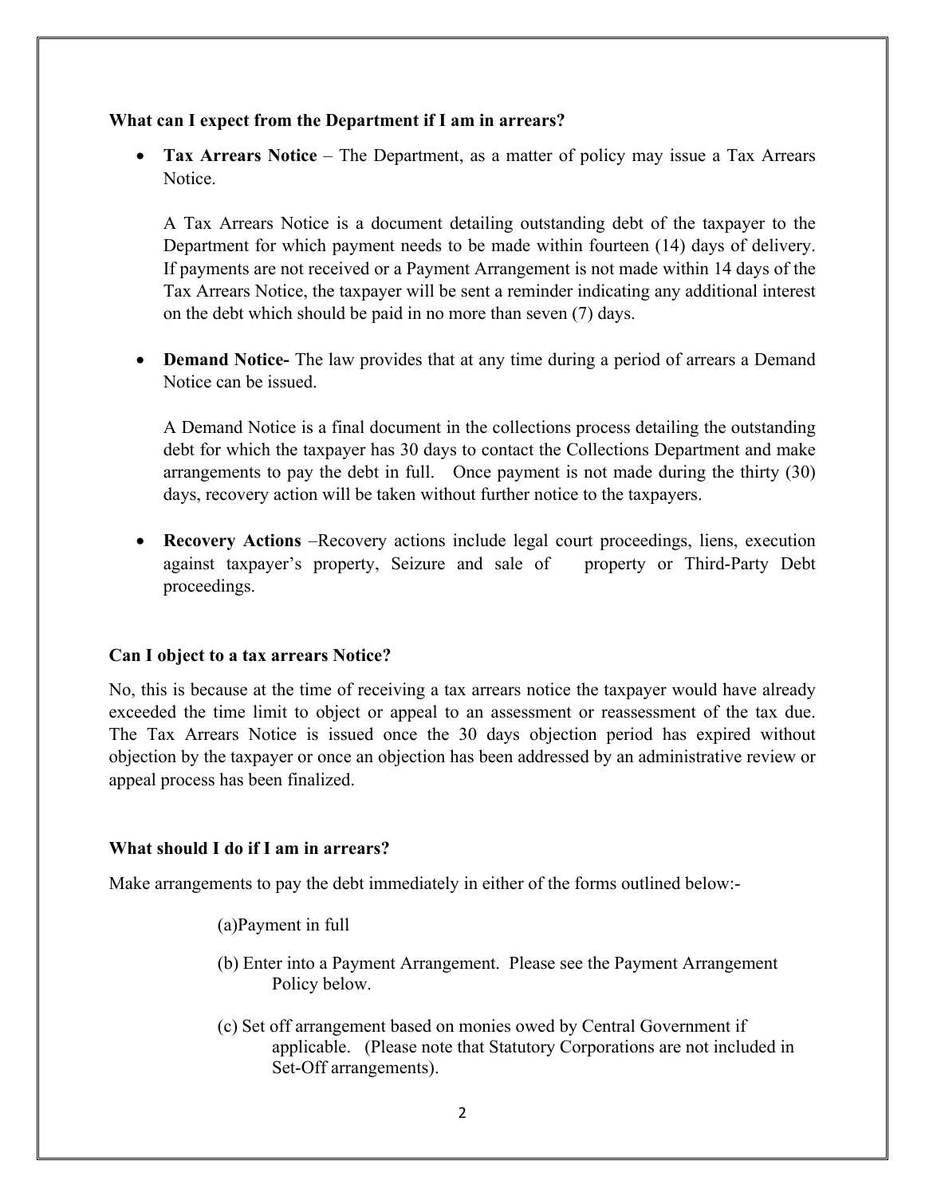**What can I expect from the Department if I am in arrears?**

- **Tax Arrears Notice** – The Department, as a matter of policy may issue a Tax Arrears Notice.

  A Tax Arrears Notice is a document detailing outstanding debt of the taxpayer to the Department for which payment needs to be made within fourteen (14) days of delivery. If payments are not received or a Payment Arrangement is not made within 14 days of the Tax Arrears Notice, the taxpayer will be sent a reminder indicating any additional interest on the debt which should be paid in no more than seven (7) days.

- **Demand Notice-** The law provides that at any time during a period of arrears a Demand Notice can be issued.

  A Demand Notice is a final document in the collections process detailing the outstanding debt for which the taxpayer has 30 days to contact the Collections Department and make arrangements to pay the debt in full. Once payment is not made during the thirty (30) days, recovery action will be taken without further notice to the taxpayers.

- **Recovery Actions** –Recovery actions include legal court proceedings, liens, execution against taxpayer's property, Seizure and sale of property or Third-Party Debt proceedings.

**Can I object to a tax arrears Notice?**

No, this is because at the time of receiving a tax arrears notice the taxpayer would have already exceeded the time limit to object or appeal to an assessment or reassessment of the tax due. The Tax Arrears Notice is issued once the 30 days objection period has expired without objection by the taxpayer or once an objection has been addressed by an administrative review or appeal process has been finalized.

**What should I do if I am in arrears?**

Make arrangements to pay the debt immediately in either of the forms outlined below:-

(a)Payment in full

(b) Enter into a Payment Arrangement. Please see the Payment Arrangement Policy below.

(c) Set off arrangement based on monies owed by Central Government if applicable. (Please note that Statutory Corporations are not included in Set-Off arrangements).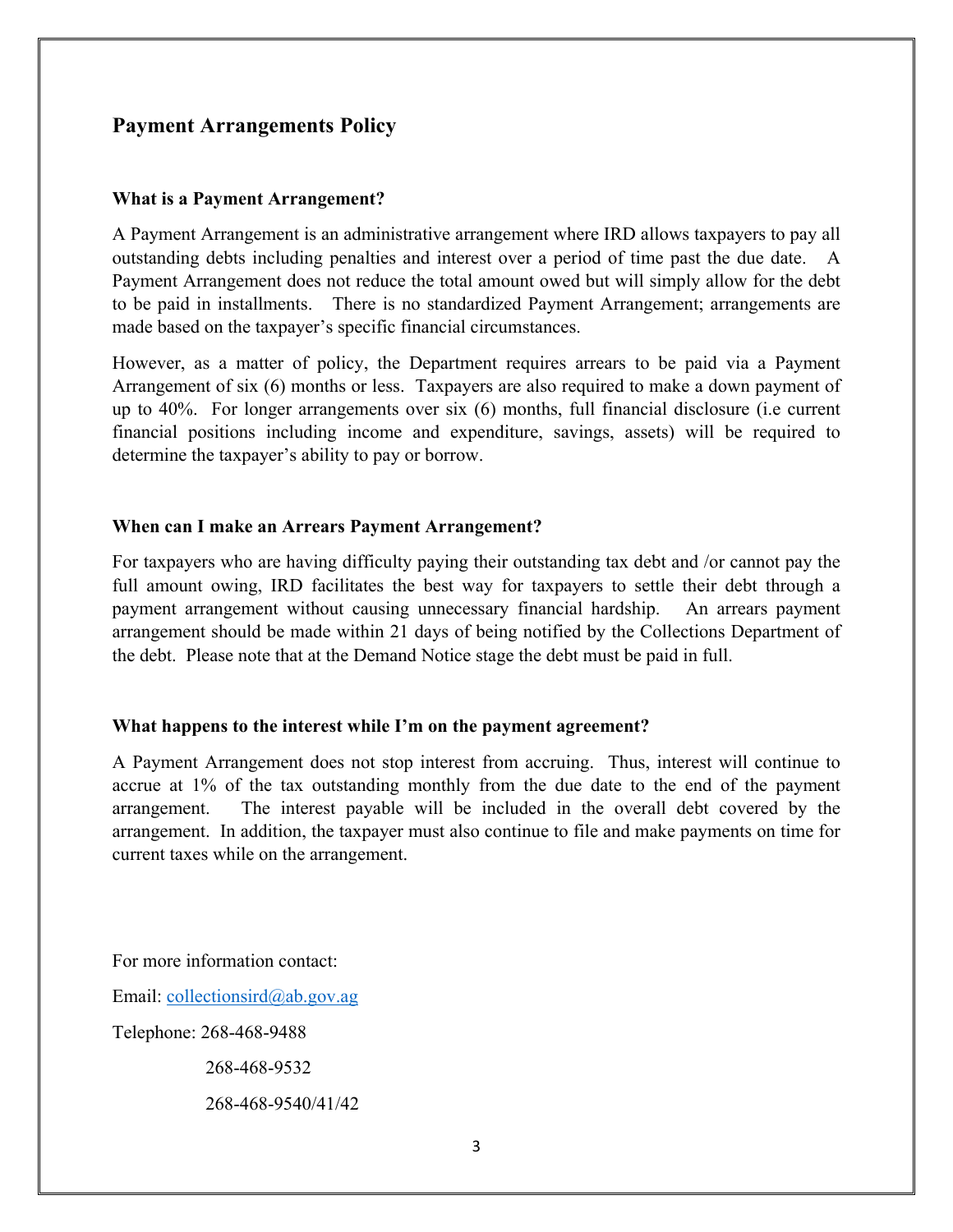## Payment Arrangements Policy

### What is a Payment Arrangement?

A Payment Arrangement is an administrative arrangement where IRD allows taxpayers to pay all outstanding debts including penalties and interest over a period of time past the due date. A Payment Arrangement does not reduce the total amount owed but will simply allow for the debt to be paid in installments. There is no standardized Payment Arrangement; arrangements are made based on the taxpayer's specific financial circumstances.

However, as a matter of policy, the Department requires arrears to be paid via a Payment Arrangement of six (6) months or less. Taxpayers are also required to make a down payment of up to 40%. For longer arrangements over six (6) months, full financial disclosure (i.e current financial positions including income and expenditure, savings, assets) will be required to determine the taxpayer's ability to pay or borrow.

### When can I make an Arrears Payment Arrangement?

For taxpayers who are having difficulty paying their outstanding tax debt and /or cannot pay the full amount owing, IRD facilitates the best way for taxpayers to settle their debt through a payment arrangement without causing unnecessary financial hardship. An arrears payment arrangement should be made within 21 days of being notified by the Collections Department of the debt. Please note that at the Demand Notice stage the debt must be paid in full.

### What happens to the interest while I'm on the payment agreement?

A Payment Arrangement does not stop interest from accruing. Thus, interest will continue to accrue at 1% of the tax outstanding monthly from the due date to the end of the payment arrangement. The interest payable will be included in the overall debt covered by the arrangement. In addition, the taxpayer must also continue to file and make payments on time for current taxes while on the arrangement.

For more information contact:

Email: collectionsird@ab.gov.ag

Telephone: 268-468-9488

268-468-9532

268-468-9540/41/42